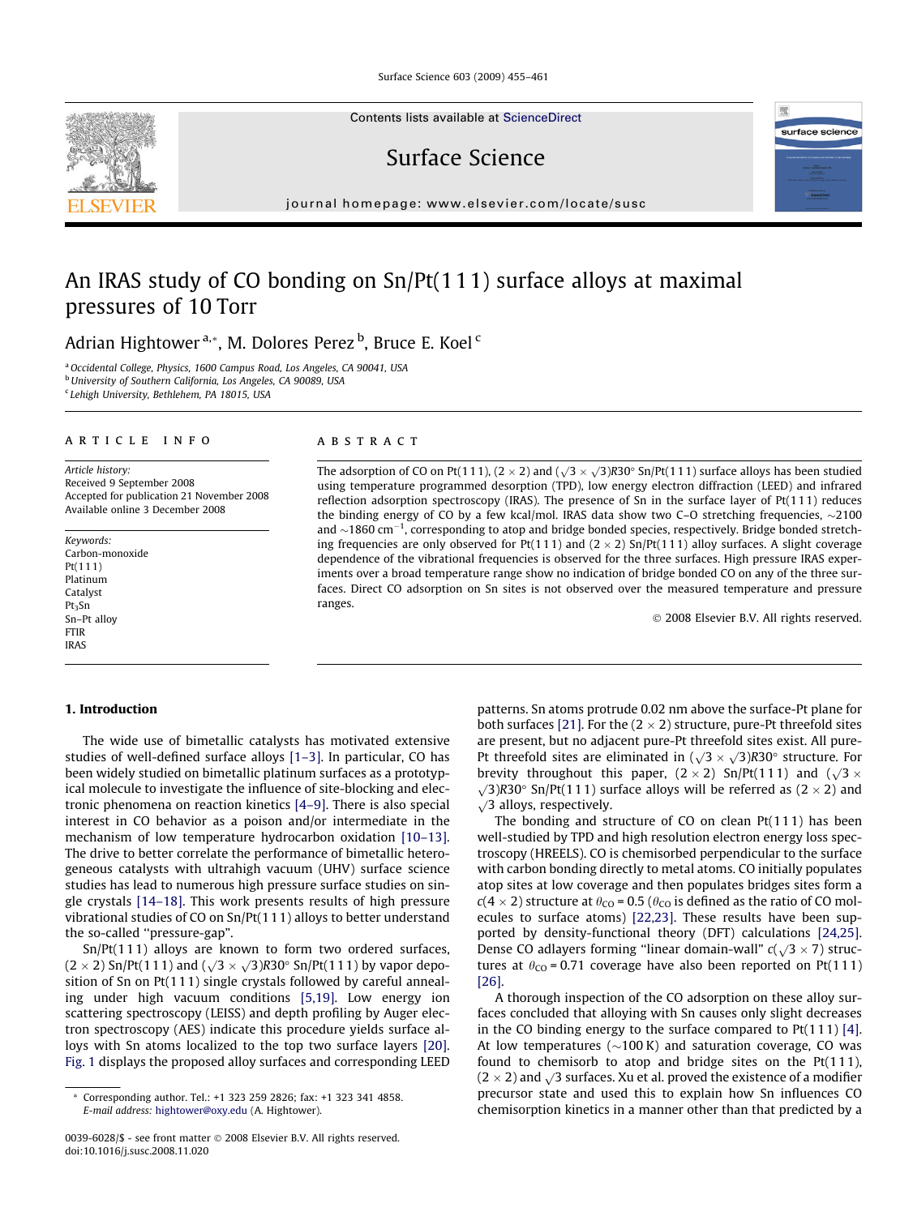# An IRAS study of CO bonding on Sn/Pt(1 1 1) surface alloys at maximal pressures of 10 Torr

Adrian Hightower [a,*], M. Dolores Perez [b], Bruce E. Koel [c]

[a] Occidental College, Physics, 1600 Campus Road, Los Angeles, CA 90041, USA
[b] University of Southern California, Los Angeles, CA 90089, USA
[c] Lehigh University, Bethlehem, PA 18015, USA

**ARTICLE INFO**

*Article history:*
Received 9 September 2008
Accepted for publication 21 November 2008
Available online 3 December 2008

*Keywords:*
Carbon-monoxide
Pt(1 1 1)
Platinum
Catalyst
$Pt_3Sn$
Sn–Pt alloy
FTIR
IRAS

**ABSTRACT**

The adsorption of CO on Pt(1 1 1), (2 × 2) and ($\sqrt{3} \times \sqrt{3}$)R30° Sn/Pt(1 1 1) surface alloys has been studied using temperature programmed desorption (TPD), low energy electron diffraction (LEED) and infrared reflection adsorption spectroscopy (IRAS). The presence of Sn in the surface layer of Pt(1 1 1) reduces the binding energy of CO by a few kcal/mol. IRAS data show two C–O stretching frequencies, ~2100 and ~1860 $cm^{-1}$, corresponding to atop and bridge bonded species, respectively. Bridge bonded stretching frequencies are only observed for Pt(1 1 1) and (2 × 2) Sn/Pt(1 1 1) alloy surfaces. A slight coverage dependence of the vibrational frequencies is observed for the three surfaces. High pressure IRAS experiments over a broad temperature range show no indication of bridge bonded CO on any of the three surfaces. Direct CO adsorption on Sn sites is not observed over the measured temperature and pressure ranges.

© 2008 Elsevier B.V. All rights reserved.

## 1. Introduction

The wide use of bimetallic catalysts has motivated extensive studies of well-defined surface alloys [1–3]. In particular, CO has been widely studied on bimetallic platinum surfaces as a prototypical molecule to investigate the influence of site-blocking and electronic phenomena on reaction kinetics [4–9]. There is also special interest in CO behavior as a poison and/or intermediate in the mechanism of low temperature hydrocarbon oxidation [10–13]. The drive to better correlate the performance of bimetallic heterogeneous catalysts with ultrahigh vacuum (UHV) surface science studies has lead to numerous high pressure surface studies on single crystals [14–18]. This work presents results of high pressure vibrational studies of CO on Sn/Pt(1 1 1) alloys to better understand the so-called "pressure-gap".

Sn/Pt(1 1 1) alloys are known to form two ordered surfaces, (2 × 2) Sn/Pt(1 1 1) and ($\sqrt{3} \times \sqrt{3}$)R30° Sn/Pt(1 1 1) by vapor deposition of Sn on Pt(1 1 1) single crystals followed by careful annealing under high vacuum conditions [5,19]. Low energy ion scattering spectroscopy (LEISS) and depth profiling by Auger electron spectroscopy (AES) indicate this procedure yields surface alloys with Sn atoms localized to the top two surface layers [20]. Fig. 1 displays the proposed alloy surfaces and corresponding LEED patterns. Sn atoms protrude 0.02 nm above the surface-Pt plane for both surfaces [21]. For the (2 × 2) structure, pure-Pt threefold sites are present, but no adjacent pure-Pt threefold sites exist. All pure-Pt threefold sites are eliminated in ($\sqrt{3} \times \sqrt{3}$)R30° structure. For brevity throughout this paper, (2 × 2) Sn/Pt(1 1 1) and ($\sqrt{3} \times \sqrt{3}$)R30° Sn/Pt(1 1 1) surface alloys will be referred as (2 × 2) and $\sqrt{3}$ alloys, respectively.

The bonding and structure of CO on clean Pt(1 1 1) has been well-studied by TPD and high resolution electron energy loss spectroscopy (HREELS). CO is chemisorbed perpendicular to the surface with carbon bonding directly to metal atoms. CO initially populates atop sites at low coverage and then populates bridges sites form a c(4 × 2) structure at $\theta_{CO} = 0.5$ ($\theta_{CO}$ is defined as the ratio of CO molecules to surface atoms) [22,23]. These results have been supported by density-functional theory (DFT) calculations [24,25]. Dense CO adlayers forming "linear domain-wall" c($\sqrt{3} \times 7$) structures at $\theta_{CO} = 0.71$ coverage have also been reported on Pt(1 1 1) [26].

A thorough inspection of the CO adsorption on these alloy surfaces concluded that alloying with Sn causes only slight decreases in the CO binding energy to the surface compared to Pt(1 1 1) [4]. At low temperatures (~100 K) and saturation coverage, CO was found to chemisorb to atop and bridge sites on the Pt(1 1 1), (2 × 2) and $\sqrt{3}$ surfaces. Xu et al. proved the existence of a modifier precursor state and used this to explain how Sn influences CO chemisorption kinetics in a manner other than that predicted by a

---

* Corresponding author. Tel.: +1 323 259 2826; fax: +1 323 341 4858.
*E-mail address:* hightower@oxy.edu (A. Hightower).

0039-6028/$ - see front matter © 2008 Elsevier B.V. All rights reserved.
doi:10.1016/j.susc.2008.11.020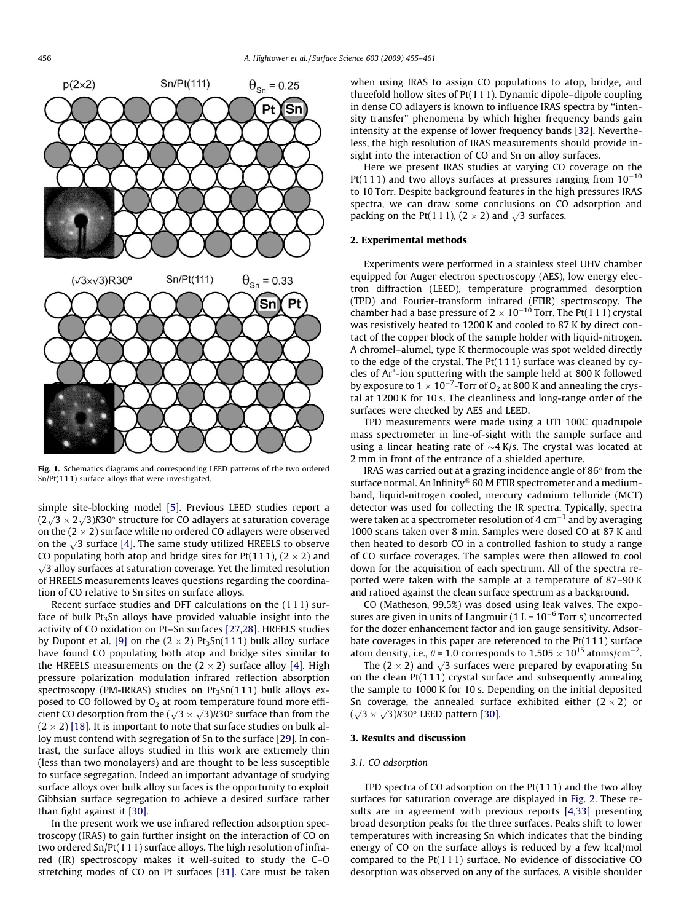Fig. 1. Schematics diagrams and corresponding LEED patterns of the two ordered Sn/Pt(111) surface alloys that were investigated.

simple site-blocking model [5]. Previous LEED studies report a $(2\sqrt{3} \times 2\sqrt{3})R30°$ structure for CO adlayers at saturation coverage on the $(2 \times 2)$ surface while no ordered CO adlayers were observed on the $\sqrt{3}$ surface [4]. The same study utilized HREELS to observe CO populating both atop and bridge sites for Pt(111), $(2 \times 2)$ and $\sqrt{3}$ alloy surfaces at saturation coverage. Yet the limited resolution of HREELS measurements leaves questions regarding the coordination of CO relative to Sn sites on surface alloys.

Recent surface studies and DFT calculations on the (111) surface of bulk $Pt_3Sn$ alloys have provided valuable insight into the activity of CO oxidation on Pt–Sn surfaces [27,28]. HREELS studies by Dupont et al. [9] on the $(2 \times 2)$ $Pt_3Sn(111)$ bulk alloy surface have found CO populating both atop and bridge sites similar to the HREELS measurements on the $(2 \times 2)$ surface alloy [4]. High pressure polarization modulation infrared reflection absorption spectroscopy (PM-IRRAS) studies on $Pt_3Sn(111)$ bulk alloys exposed to CO followed by $O_2$ at room temperature found more efficient CO desorption from the $(\sqrt{3} \times \sqrt{3})R30°$ surface than from the $(2 \times 2)$ [18]. It is important to note that surface studies on bulk alloy must contend with segregation of Sn to the surface [29]. In contrast, the surface alloys studied in this work are extremely thin (less than two monolayers) and are thought to be less susceptible to surface segregation. Indeed an important advantage of studying surface alloys over bulk alloy surfaces is the opportunity to exploit Gibbsian surface segregation to achieve a desired surface rather than fight against it [30].

In the present work we use infrared reflection adsorption spectroscopy (IRAS) to gain further insight on the interaction of CO on two ordered Sn/Pt(111) surface alloys. The high resolution of infrared (IR) spectroscopy makes it well-suited to study the C–O stretching modes of CO on Pt surfaces [31]. Care must be taken when using IRAS to assign CO populations to atop, bridge, and threefold hollow sites of Pt(111). Dynamic dipole–dipole coupling in dense CO adlayers is known to influence IRAS spectra by "intensity transfer" phenomena by which higher frequency bands gain intensity at the expense of lower frequency bands [32]. Nevertheless, the high resolution of IRAS measurements should provide insight into the interaction of CO and Sn on alloy surfaces.

Here we present IRAS studies at varying CO coverage on the Pt(111) and two alloys surfaces at pressures ranging from $10^{-10}$ to 10 Torr. Despite background features in the high pressures IRAS spectra, we can draw some conclusions on CO adsorption and packing on the Pt(111), $(2 \times 2)$ and $\sqrt{3}$ surfaces.

## 2. Experimental methods

Experiments were performed in a stainless steel UHV chamber equipped for Auger electron spectroscopy (AES), low energy electron diffraction (LEED), temperature programmed desorption (TPD) and Fourier-transform infrared (FTIR) spectroscopy. The chamber had a base pressure of $2 \times 10^{-10}$ Torr. The Pt(111) crystal was resistively heated to 1200 K and cooled to 87 K by direct contact of the copper block of the sample holder with liquid-nitrogen. A chromel–alumel, type K thermocouple was spot welded directly to the edge of the crystal. The Pt(111) surface was cleaned by cycles of $Ar^+$-ion sputtering with the sample held at 800 K followed by exposure to $1 \times 10^{-7}$-Torr of $O_2$ at 800 K and annealing the crystal at 1200 K for 10 s. The cleanliness and long-range order of the surfaces were checked by AES and LEED.

TPD measurements were made using a UTI 100C quadrupole mass spectrometer in line-of-sight with the sample surface and using a linear heating rate of ~4 K/s. The crystal was located at 2 mm in front of the entrance of a shielded aperture.

IRAS was carried out at a grazing incidence angle of 86° from the surface normal. An Infinity® 60 M FTIR spectrometer and a medium-band, liquid-nitrogen cooled, mercury cadmium telluride (MCT) detector was used for collecting the IR spectra. Typically, spectra were taken at a spectrometer resolution of 4 $cm^{-1}$ and by averaging 1000 scans taken over 8 min. Samples were dosed CO at 87 K and then heated to desorb CO in a controlled fashion to study a range of CO surface coverages. The samples were then allowed to cool down for the acquisition of each spectrum. All of the spectra reported were taken with the sample at a temperature of 87–90 K and ratioed against the clean surface spectrum as a background.

CO (Matheson, 99.5%) was dosed using leak valves. The exposures are given in units of Langmuir (1 L = $10^{-6}$ Torr s) uncorrected for the dozer enhancement factor and ion gauge sensitivity. Adsorbate coverages in this paper are referenced to the Pt(111) surface atom density, i.e., $\theta = 1.0$ corresponds to $1.505 \times 10^{15}$ atoms/$cm^{-2}$.

The $(2 \times 2)$ and $\sqrt{3}$ surfaces were prepared by evaporating Sn on the clean Pt(111) crystal surface and subsequently annealing the sample to 1000 K for 10 s. Depending on the initial deposited Sn coverage, the annealed surface exhibited either $(2 \times 2)$ or $(\sqrt{3} \times \sqrt{3})R30°$ LEED pattern [30].

## 3. Results and discussion

### 3.1. CO adsorption

TPD spectra of CO adsorption on the Pt(111) and the two alloy surfaces for saturation coverage are displayed in Fig. 2. These results are in agreement with previous reports [4,33] presenting broad desorption peaks for the three surfaces. Peaks shift to lower temperatures with increasing Sn which indicates that the binding energy of CO on the surface alloys is reduced by a few kcal/mol compared to the Pt(111) surface. No evidence of dissociative CO desorption was observed on any of the surfaces. A visible shoulder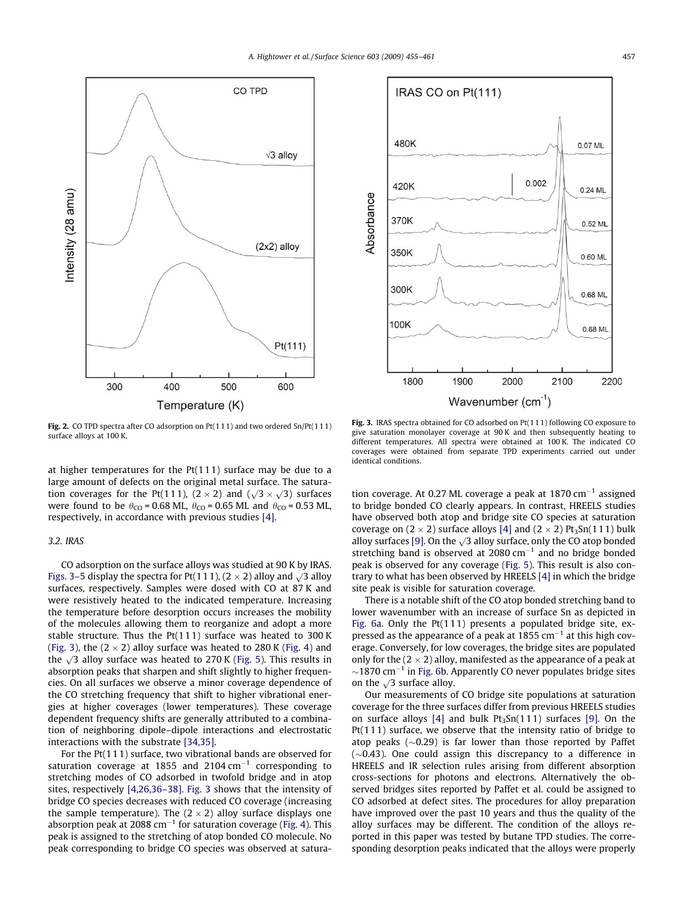Fig. 2. CO TPD spectra after CO adsorption on Pt(1 1 1) and two ordered Sn/Pt(1 1 1) surface alloys at 100 K.

Fig. 3. IRAS spectra obtained for CO adsorbed on Pt(1 1 1) following CO exposure to give saturation monolayer coverage at 90 K and then subsequently heating to different temperatures. All spectra were obtained at 100 K. The indicated CO coverages were obtained from separate TPD experiments carried out under identical conditions.

at higher temperatures for the Pt(1 1 1) surface may be due to a large amount of defects on the original metal surface. The saturation coverages for the Pt(1 1 1), (2 × 2) and ($\sqrt{3} \times \sqrt{3}$) surfaces were found to be $\theta_{CO}$ = 0.68 ML, $\theta_{CO}$ = 0.65 ML and $\theta_{CO}$ = 0.53 ML, respectively, in accordance with previous studies [4].

### 3.2. IRAS

CO adsorption on the surface alloys was studied at 90 K by IRAS. Figs. 3–5 display the spectra for Pt(1 1 1), (2 × 2) alloy and $\sqrt{3}$ alloy surfaces, respectively. Samples were dosed with CO at 87 K and were resistively heated to the indicated temperature. Increasing the temperature before desorption occurs increases the mobility of the molecules allowing them to reorganize and adopt a more stable structure. Thus the Pt(1 1 1) surface was heated to 300 K (Fig. 3), the (2 × 2) alloy surface was heated to 280 K (Fig. 4) and the $\sqrt{3}$ alloy surface was heated to 270 K (Fig. 5). This results in absorption peaks that sharpen and shift slightly to higher frequencies. On all surfaces we observe a minor coverage dependence of the CO stretching frequency that shift to higher vibrational energies at higher coverages (lower temperatures). These coverage dependent frequency shifts are generally attributed to a combination of neighboring dipole–dipole interactions and electrostatic interactions with the substrate [34,35].

For the Pt(1 1 1) surface, two vibrational bands are observed for saturation coverage at 1855 and 2104 cm$^{-1}$ corresponding to stretching modes of CO adsorbed in twofold bridge and in atop sites, respectively [4,26,36–38]. Fig. 3 shows that the intensity of bridge CO species decreases with reduced CO coverage (increasing the sample temperature). The (2 × 2) alloy surface displays one absorption peak at 2088 cm$^{-1}$ for saturation coverage (Fig. 4). This peak is assigned to the stretching of atop bonded CO molecule. No peak corresponding to bridge CO species was observed at saturation coverage. At 0.27 ML coverage a peak at 1870 cm$^{-1}$ assigned to bridge bonded CO clearly appears. In contrast, HREELS studies have observed both atop and bridge site CO species at saturation coverage on (2 × 2) surface alloys [4] and (2 × 2) $Pt_3Sn$(1 1 1) bulk alloy surfaces [9]. On the $\sqrt{3}$ alloy surface, only the CO atop bonded stretching band is observed at 2080 cm$^{-1}$ and no bridge bonded peak is observed for any coverage (Fig. 5). This result is also contrary to what has been observed by HREELS [4] in which the bridge site peak is visible for saturation coverage.

There is a notable shift of the CO atop bonded stretching band to lower wavenumber with an increase of surface Sn as depicted in Fig. 6a. Only the Pt(1 1 1) presents a populated bridge site, expressed as the appearance of a peak at 1855 cm$^{-1}$ at this high coverage. Conversely, for low coverages, the bridge sites are populated only for the (2 × 2) alloy, manifested as the appearance of a peak at ~1870 cm$^{-1}$ in Fig. 6b. Apparently CO never populates bridge sites on the $\sqrt{3}$ surface alloy.

Our measurements of CO bridge site populations at saturation coverage for the three surfaces differ from previous HREELS studies on surface alloys [4] and bulk $Pt_3Sn$(1 1 1) surfaces [9]. On the Pt(1 1 1) surface, we observe that the intensity ratio of bridge to atop peaks (~0.29) is far lower than those reported by Paffet (~0.43). One could assign this discrepancy to a difference in HREELS and IR selection rules arising from different absorption cross-sections for photons and electrons. Alternatively the observed bridges sites reported by Paffet et al. could be assigned to CO adsorbed at defect sites. The procedures for alloy preparation have improved over the past 10 years and thus the quality of the alloy surfaces may be different. The condition of the alloys reported in this paper was tested by butane TPD studies. The corresponding desorption peaks indicated that the alloys were properly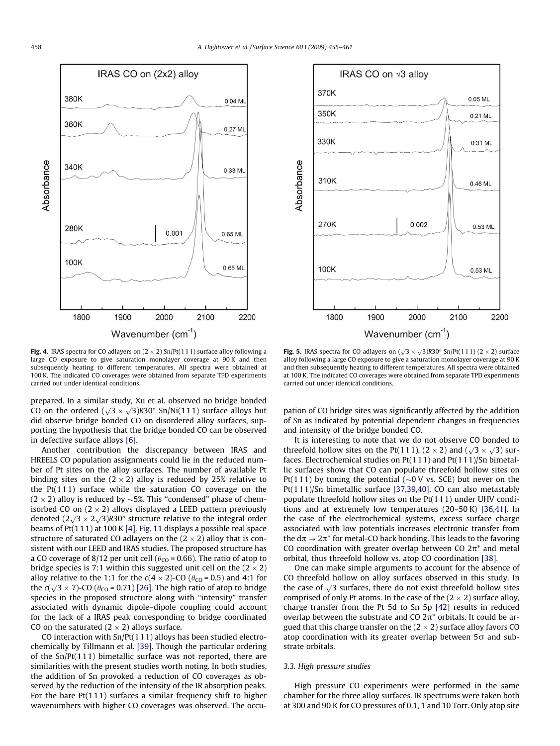Fig. 4. IRAS spectra for CO adlayers on $(2 \times 2)$ Sn/Pt(1 1 1) surface alloy following a large CO exposure to give saturation monolayer coverage at 90 K and then subsequently heating to different temperatures. All spectra were obtained at 100 K. The indicated CO coverages were obtained from separate TPD experiments carried out under identical conditions.

Fig. 5. IRAS spectra for CO adlayers on $(\sqrt{3} \times \sqrt{3})R30°$ Sn/Pt(1 1 1) $(2 \times 2)$ surface alloy following a large CO exposure to give a saturation monolayer coverage at 90 K and then subsequently heating to different temperatures. All spectra were obtained at 100 K. The indicated CO coverages were obtained from separate TPD experiments carried out under identical conditions.

prepared. In a similar study, Xu et al. observed no bridge bonded CO on the ordered $(\sqrt{3} \times \sqrt{3})R30°$ Sn/Ni(1 1 1) surface alloys but did observe bridge bonded CO on disordered alloy surfaces, supporting the hypothesis that the bridge bonded CO can be observed in defective surface alloys [6].

Another contribution the discrepancy between IRAS and HREELS CO population assignments could lie in the reduced number of Pt sites on the alloy surfaces. The number of available Pt binding sites on the $(2 \times 2)$ alloy is reduced by 25% relative to the Pt(1 1 1) surface while the saturation CO coverage on the $(2 \times 2)$ alloy is reduced by ~5%. This "condensed" phase of chemisorbed CO on $(2 \times 2)$ alloys displayed a LEED pattern previously denoted $(2\sqrt{3} \times 2\sqrt{3})R30°$ structure relative to the integral order beams of Pt(1 1 1) at 100 K [4]. Fig. 11 displays a possible real space structure of saturated CO adlayers on the $(2 \times 2)$ alloy that is consistent with our LEED and IRAS studies. The proposed structure has a CO coverage of 8/12 per unit cell ($\theta_{CO}$ = 0.66). The ratio of atop to bridge species is 7:1 within this suggested unit cell on the $(2 \times 2)$ alloy relative to the 1:1 for the $c(4 \times 2)$-CO ($\theta_{CO}$ = 0.5) and 4:1 for the $c(\sqrt{3} \times 7)$-CO ($\theta_{CO}$ = 0.71) [26]. The high ratio of atop to bridge species in the proposed structure along with "intensity" transfer associated with dynamic dipole–dipole coupling could account for the lack of a IRAS peak corresponding to bridge coordinated CO on the saturated $(2 \times 2)$ alloys surface.

CO interaction with Sn/Pt(1 1 1) alloys has been studied electrochemically by Tillmann et al. [39]. Though the particular ordering of the Sn/Pt(1 1 1) bimetallic surface was not reported, there are similarities with the present studies worth noting. In both studies, the addition of Sn provoked a reduction of CO coverages as observed by the reduction of the intensity of the IR absorption peaks. For the bare Pt(1 1 1) surfaces a similar frequency shift to higher wavenumbers with higher CO coverages was observed. The occupation of CO bridge sites was significantly affected by the addition of Sn as indicated by potential dependent changes in frequencies and intensity of the bridge bonded CO.

It is interesting to note that we do not observe CO bonded to threefold hollow sites on the Pt(1 1 1), $(2 \times 2)$ and $(\sqrt{3} \times \sqrt{3})$ surfaces. Electrochemical studies on Pt(1 1 1) and Pt(1 1 1)/Sn bimetallic surfaces show that CO can populate threefold hollow sites on Pt(1 1 1) by tuning the potential (~0 V vs. SCE) but never on the Pt(1 1 1)/Sn bimetallic surface [37,39,40]. CO can also metastably populate threefold hollow sites on the Pt(1 1 1) under UHV conditions and at extremely low temperatures (20–50 K) [36,41]. In the case of the electrochemical systems, excess surface charge associated with low potentials increases electronic transfer from the $d\pi \rightarrow 2\pi^*$ for metal-CO back bonding. This leads to the favoring CO coordination with greater overlap between CO $2\pi^*$ and metal orbital, thus threefold hollow vs. atop CO coordination [38].

One can make simple arguments to account for the absence of CO threefold hollow on alloy surfaces observed in this study. In the case of $\sqrt{3}$ surfaces, there do not exist threefold hollow sites comprised of only Pt atoms. In the case of the $(2 \times 2)$ surface alloy, charge transfer from the Pt 5d to Sn 5p [42] results in reduced overlap between the substrate and CO $2\pi^*$ orbitals. It could be argued that this charge transfer on the $(2 \times 2)$ surface alloy favors CO atop coordination with its greater overlap between $5\sigma$ and substrate orbitals.

### 3.3. High pressure studies

High pressure CO experiments were performed in the same chamber for the three alloy surfaces. IR spectrums were taken both at 300 and 90 K for CO pressures of 0.1, 1 and 10 Torr. Only atop site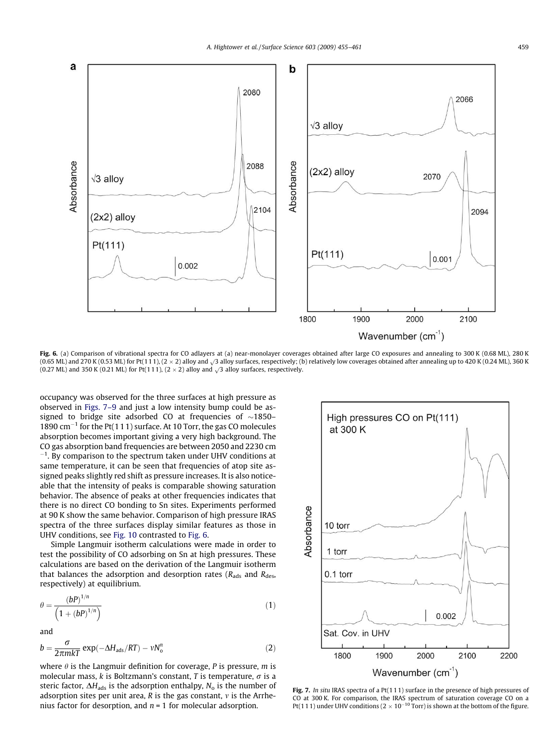Fig. 6. (a) Comparison of vibrational spectra for CO adlayers at (a) near-monolayer coverages obtained after large CO exposures and annealing to 300 K (0.68 ML), 280 K (0.65 ML) and 270 K (0.53 ML) for Pt(1 1 1), (2 × 2) alloy and $\sqrt{3}$ alloy surfaces, respectively; (b) relatively low coverages obtained after annealing up to 420 K (0.24 ML), 360 K (0.27 ML) and 350 K (0.21 ML) for Pt(1 1 1), (2 × 2) alloy and $\sqrt{3}$ alloy surfaces, respectively.

occupancy was observed for the three surfaces at high pressure as observed in Figs. 7–9 and just a low intensity bump could be assigned to bridge site adsorbed CO at frequencies of ~1850–1890 $cm^{-1}$ for the Pt(1 1 1) surface. At 10 Torr, the gas CO molecules absorption becomes important giving a very high background. The CO gas absorption band frequencies are between 2050 and 2230 $cm^{-1}$. By comparison to the spectrum taken under UHV conditions at same temperature, it can be seen that frequencies of atop site assigned peaks slightly red shift as pressure increases. It is also noticeable that the intensity of peaks is comparable showing saturation behavior. The absence of peaks at other frequencies indicates that there is no direct CO bonding to Sn sites. Experiments performed at 90 K show the same behavior. Comparison of high pressure IRAS spectra of the three surfaces display similar features as those in UHV conditions, see Fig. 10 contrasted to Fig. 6.

Simple Langmuir isotherm calculations were made in order to test the possibility of CO adsorbing on Sn at high pressures. These calculations are based on the derivation of the Langmuir isotherm that balances the adsorption and desorption rates ($R_{ads}$ and $R_{des}$, respectively) at equilibrium.

$$\theta = \frac{(bP)^{1/n}}{\left(1 + (bP)^{1/n}\right)} \quad (1)$$

and

$$b = \frac{\sigma}{2\pi mkT} \exp(-\Delta H_{ads}/RT) - vN_o^n \quad (2)$$

where $\theta$ is the Langmuir definition for coverage, $P$ is pressure, $m$ is molecular mass, $k$ is Boltzmann's constant, $T$ is temperature, $\sigma$ is a steric factor, $\Delta H_{ads}$ is the adsorption enthalpy, $N_o$ is the number of adsorption sites per unit area, $R$ is the gas constant, $v$ is the Arrhenius factor for desorption, and $n = 1$ for molecular adsorption.

Fig. 7. *In situ* IRAS spectra of a Pt(1 1 1) surface in the presence of high pressures of CO at 300 K. For comparison, the IRAS spectrum of saturation coverage CO on a Pt(1 1 1) under UHV conditions ($2 \times 10^{-10}$ Torr) is shown at the bottom of the figure.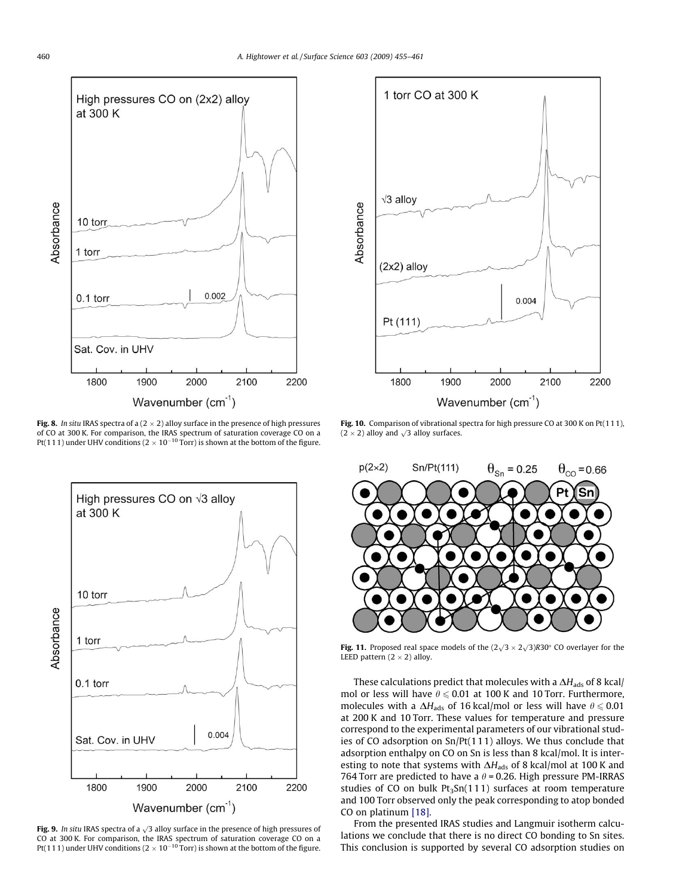**Fig. 8.** *In situ* IRAS spectra of a $(2 \times 2)$ alloy surface in the presence of high pressures of CO at 300 K. For comparison, the IRAS spectrum of saturation coverage CO on a Pt(1 1 1) under UHV conditions $(2 \times 10^{-10}$ Torr) is shown at the bottom of the figure.

**Fig. 9.** *In situ* IRAS spectra of a $\sqrt{3}$ alloy surface in the presence of high pressures of CO at 300 K. For comparison, the IRAS spectrum of saturation coverage CO on a Pt(1 1 1) under UHV conditions $(2 \times 10^{-10}$ Torr) is shown at the bottom of the figure.

**Fig. 10.** Comparison of vibrational spectra for high pressure CO at 300 K on Pt(1 1 1), $(2 \times 2)$ alloy and $\sqrt{3}$ alloy surfaces.

**Fig. 11.** Proposed real space models of the $(2\sqrt{3} \times 2\sqrt{3})R30°$ CO overlayer for the LEED pattern $(2 \times 2)$ alloy.

These calculations predict that molecules with a $\Delta H_{ads}$ of 8 kcal/mol or less will have $\theta \leqslant 0.01$ at 100 K and 10 Torr. Furthermore, molecules with a $\Delta H_{ads}$ of 16 kcal/mol or less will have $\theta \leqslant 0.01$ at 200 K and 10 Torr. These values for temperature and pressure correspond to the experimental parameters of our vibrational studies of CO adsorption on Sn/Pt(1 1 1) alloys. We thus conclude that adsorption enthalpy on CO on Sn is less than 8 kcal/mol. It is interesting to note that systems with $\Delta H_{ads}$ of 8 kcal/mol at 100 K and 764 Torr are predicted to have a $\theta = 0.26$. High pressure PM-IRRAS studies of CO on bulk $Pt_3Sn(111)$ surfaces at room temperature and 100 Torr observed only the peak corresponding to atop bonded CO on platinum [18].

From the presented IRAS studies and Langmuir isotherm calculations we conclude that there is no direct CO bonding to Sn sites. This conclusion is supported by several CO adsorption studies on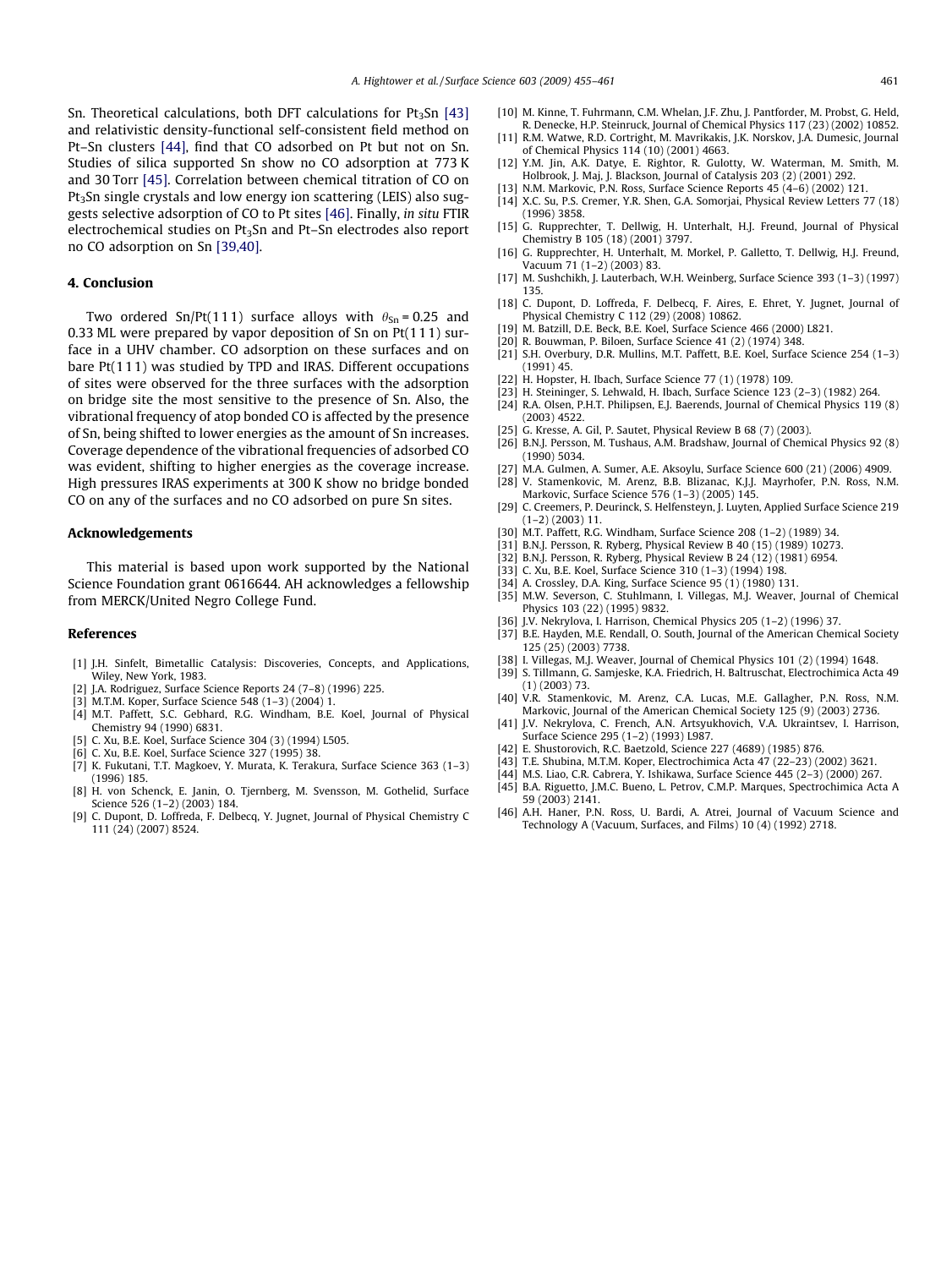Sn. Theoretical calculations, both DFT calculations for $Pt_3Sn$ [43] and relativistic density-functional self-consistent field method on Pt–Sn clusters [44], find that CO adsorbed on Pt but not on Sn. Studies of silica supported Sn show no CO adsorption at 773 K and 30 Torr [45]. Correlation between chemical titration of CO on $Pt_3Sn$ single crystals and low energy ion scattering (LEIS) also suggests selective adsorption of CO to Pt sites [46]. Finally, *in situ* FTIR electrochemical studies on $Pt_3Sn$ and Pt–Sn electrodes also report no CO adsorption on Sn [39,40].

## 4. Conclusion

Two ordered Sn/Pt(111) surface alloys with $\theta_{Sn} = 0.25$ and 0.33 ML were prepared by vapor deposition of Sn on Pt(111) surface in a UHV chamber. CO adsorption on these surfaces and on bare Pt(111) was studied by TPD and IRAS. Different occupations of sites were observed for the three surfaces with the adsorption on bridge site the most sensitive to the presence of Sn. Also, the vibrational frequency of atop bonded CO is affected by the presence of Sn, being shifted to lower energies as the amount of Sn increases. Coverage dependence of the vibrational frequencies of adsorbed CO was evident, shifting to higher energies as the coverage increase. High pressures IRAS experiments at 300 K show no bridge bonded CO on any of the surfaces and no CO adsorbed on pure Sn sites.

## Acknowledgements

This material is based upon work supported by the National Science Foundation grant 0616644. AH acknowledges a fellowship from MERCK/United Negro College Fund.

## References

[1] J.H. Sinfelt, Bimetallic Catalysis: Discoveries, Concepts, and Applications, Wiley, New York, 1983.
[2] J.A. Rodriguez, Surface Science Reports 24 (7–8) (1996) 225.
[3] M.T.M. Koper, Surface Science 548 (1–3) (2004) 1.
[4] M.T. Paffett, S.C. Gebhard, R.G. Windham, B.E. Koel, Journal of Physical Chemistry 94 (1990) 6831.
[5] C. Xu, B.E. Koel, Surface Science 304 (3) (1994) L505.
[6] C. Xu, B.E. Koel, Surface Science 327 (1995) 38.
[7] K. Fukutani, T.T. Magkoev, Y. Murata, K. Terakura, Surface Science 363 (1–3) (1996) 185.
[8] H. von Schenck, E. Janin, O. Tjernberg, M. Svensson, M. Gothelid, Surface Science 526 (1–2) (2003) 184.
[9] C. Dupont, D. Loffreda, F. Delbecq, Y. Jugnet, Journal of Physical Chemistry C 111 (24) (2007) 8524.
[10] M. Kinne, T. Fuhrmann, C.M. Whelan, J.F. Zhu, J. Pantforder, M. Probst, G. Held, R. Denecke, H.P. Steinruck, Journal of Chemical Physics 117 (23) (2002) 10852.
[11] R.M. Watwe, R.D. Cortright, M. Mavrikakis, J.K. Norskov, J.A. Dumesic, Journal of Chemical Physics 114 (10) (2001) 4663.
[12] Y.M. Jin, A.K. Datye, E. Rightor, R. Gulotty, W. Waterman, M. Smith, M. Holbrook, J. Maj, J. Blackson, Journal of Catalysis 203 (2) (2001) 292.
[13] N.M. Markovic, P.N. Ross, Surface Science Reports 45 (4–6) (2002) 121.
[14] X.C. Su, P.S. Cremer, Y.R. Shen, G.A. Somorjai, Physical Review Letters 77 (18) (1996) 3858.
[15] G. Rupprechter, T. Dellwig, H. Unterhalt, H.J. Freund, Journal of Physical Chemistry B 105 (18) (2001) 3797.
[16] G. Rupprechter, H. Unterhalt, M. Morkel, P. Galletto, T. Dellwig, H.J. Freund, Vacuum 71 (1–2) (2003) 83.
[17] M. Sushchikh, J. Lauterbach, W.H. Weinberg, Surface Science 393 (1–3) (1997) 135.
[18] C. Dupont, D. Loffreda, F. Delbecq, F. Aires, E. Ehret, Y. Jugnet, Journal of Physical Chemistry C 112 (29) (2008) 10862.
[19] M. Batzill, D.E. Beck, B.E. Koel, Surface Science 466 (2000) L821.
[20] R. Bouwman, P. Biloen, Surface Science 41 (2) (1974) 348.
[21] S.H. Overbury, D.R. Mullins, M.T. Paffett, B.E. Koel, Surface Science 254 (1–3) (1991) 45.
[22] H. Hopster, H. Ibach, Surface Science 77 (1) (1978) 109.
[23] H. Steininger, S. Lehwald, H. Ibach, Surface Science 123 (2–3) (1982) 264.
[24] R.A. Olsen, P.H.T. Philipsen, E.J. Baerends, Journal of Chemical Physics 119 (8) (2003) 4522.
[25] G. Kresse, A. Gil, P. Sautet, Physical Review B 68 (7) (2003).
[26] B.N.J. Persson, M. Tushaus, A.M. Bradshaw, Journal of Chemical Physics 92 (8) (1990) 5034.
[27] M.A. Gulmen, A. Sumer, A.E. Aksoylu, Surface Science 600 (21) (2006) 4909.
[28] V. Stamenkovic, M. Arenz, B.B. Blizanac, K.J.J. Mayrhofer, P.N. Ross, N.M. Markovic, Surface Science 576 (1–3) (2005) 145.
[29] C. Creemers, P. Deurinck, S. Helfensteyn, J. Luyten, Applied Surface Science 219 (1–2) (2003) 11.
[30] M.T. Paffett, R.G. Windham, Surface Science 208 (1–2) (1989) 34.
[31] B.N.J. Persson, R. Ryberg, Physical Review B 40 (15) (1989) 10273.
[32] B.N.J. Persson, R. Ryberg, Physical Review B 24 (12) (1981) 6954.
[33] C. Xu, B.E. Koel, Surface Science 310 (1–3) (1994) 198.
[34] A. Crossley, D.A. King, Surface Science 95 (1) (1980) 131.
[35] M.W. Severson, C. Stuhlmann, I. Villegas, M.J. Weaver, Journal of Chemical Physics 103 (22) (1995) 9832.
[36] J.V. Nekrylova, I. Harrison, Chemical Physics 205 (1–2) (1996) 37.
[37] B.E. Hayden, M.E. Rendall, O. South, Journal of the American Chemical Society 125 (25) (2003) 7738.
[38] I. Villegas, M.J. Weaver, Journal of Chemical Physics 101 (2) (1994) 1648.
[39] S. Tillmann, G. Samjeske, K.A. Friedrich, H. Baltruschat, Electrochimica Acta 49 (1) (2003) 73.
[40] V.R. Stamenkovic, M. Arenz, C.A. Lucas, M.E. Gallagher, P.N. Ross, N.M. Markovic, Journal of the American Chemical Society 125 (9) (2003) 2736.
[41] J.V. Nekrylova, C. French, A.N. Artsyukhovich, V.A. Ukraintsev, I. Harrison, Surface Science 295 (1–2) (1993) L987.
[42] E. Shustorovich, R.C. Baetzold, Science 227 (4689) (1985) 876.
[43] T.E. Shubina, M.T.M. Koper, Electrochimica Acta 47 (22–23) (2002) 3621.
[44] M.S. Liao, C.R. Cabrera, Y. Ishikawa, Surface Science 445 (2–3) (2000) 267.
[45] B.A. Riguetto, J.M.C. Bueno, L. Petrov, C.M.P. Marques, Spectrochimica Acta A 59 (2003) 2141.
[46] A.H. Haner, P.N. Ross, U. Bardi, A. Atrei, Journal of Vacuum Science and Technology A (Vacuum, Surfaces, and Films) 10 (4) (1992) 2718.